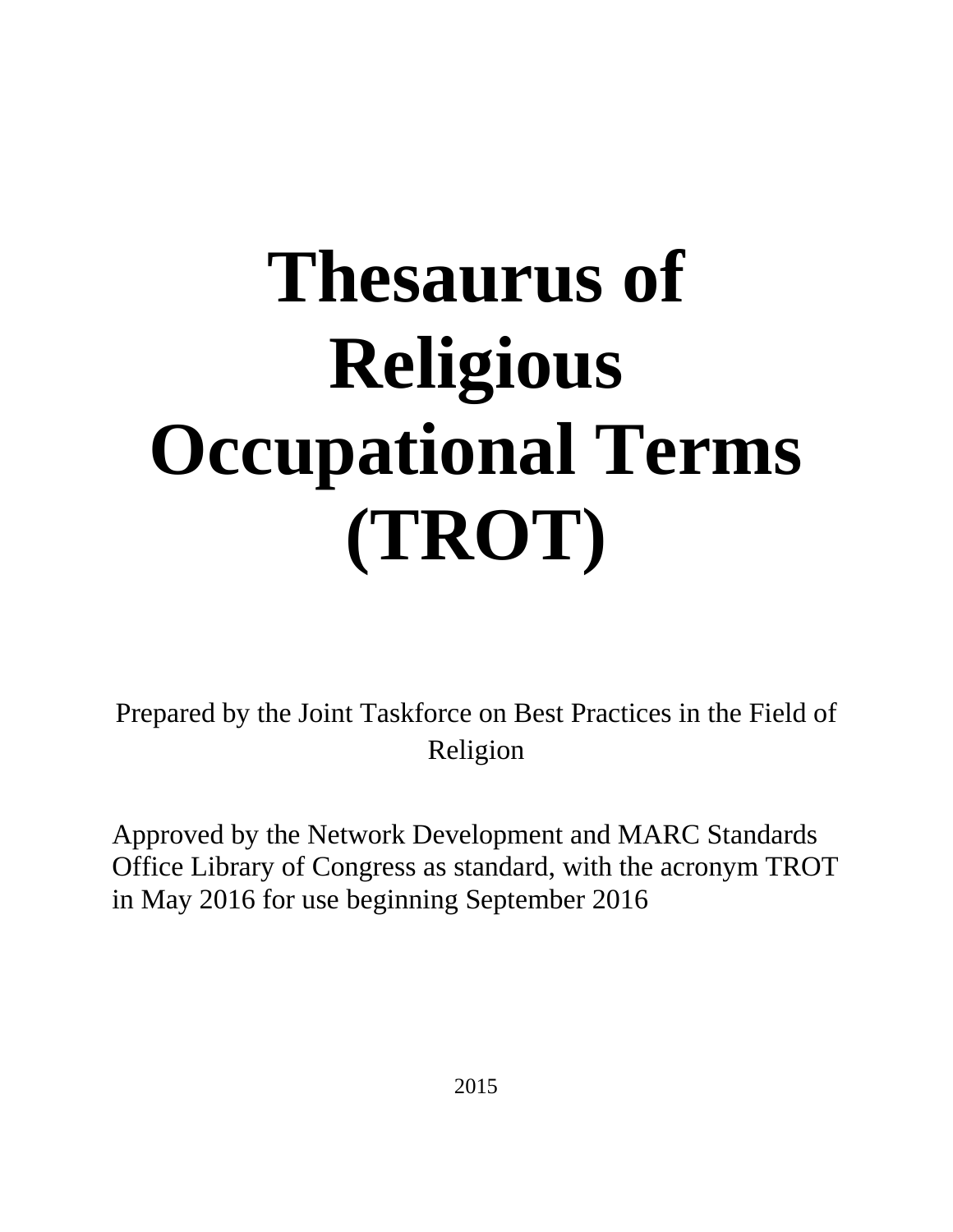# Thesaurus of Religious Occupational Terms (TROT)

Prepared by the Joint Taskforce on Best Practices in the Field of Religion

Approved by the Network Development and MARC Standards Office Library of Congress as standard, with the acronym TROT in May 2016 for use beginning September 2016

2015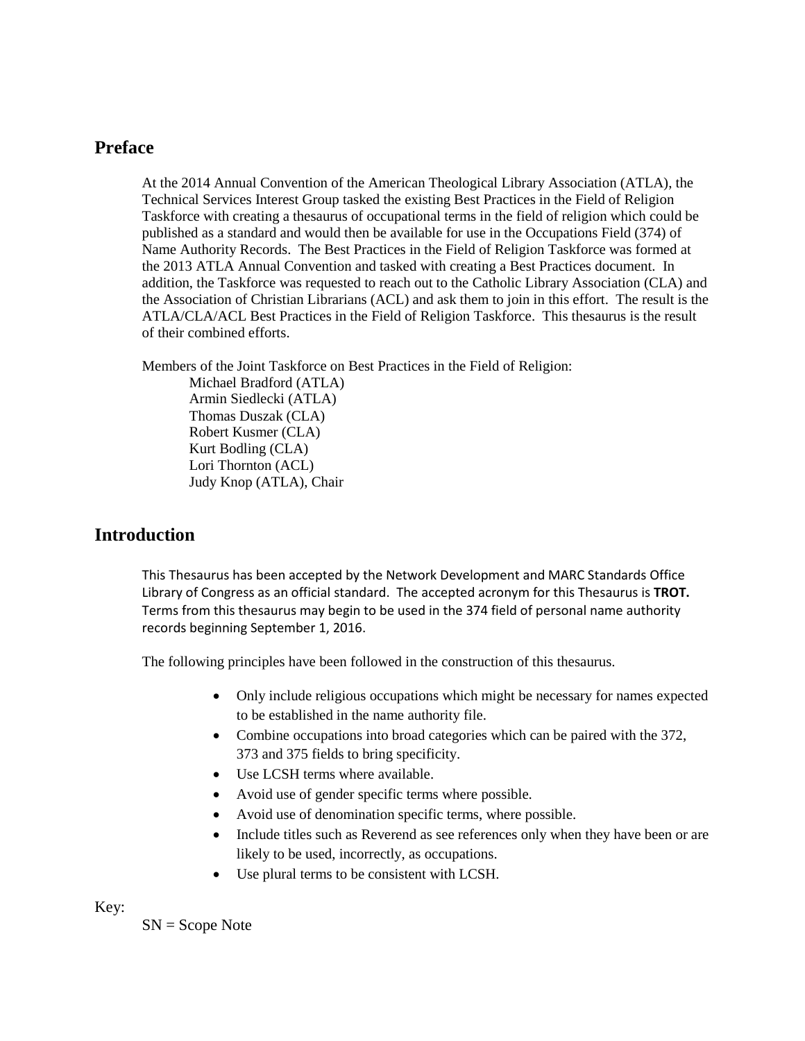## Preface

At the 2014 Annual Convention of the American Theological Library Association (ATLA), the Technical Services Interest Group tasked the existing Best Practices in the Field of Religion Taskforce with creating a thesaurus of occupational terms in the field of religion which could be published as a standard and would then be available for use in the Occupations Field (374) of Name Authority Records. The Best Practices in the Field of Religion Taskforce was formed at the 2013 ATLA Annual Convention and tasked with creating a Best Practices document. In addition, the Taskforce was requested to reach out to the Catholic Library Association (CLA) and the Association of Christian Librarians (ACL) and ask them to join in this effort. The result is the ATLA/CLA/ACL Best Practices in the Field of Religion Taskforce. This thesaurus is the result of their combined efforts.

Members of the Joint Taskforce on Best Practices in the Field of Religion:

Michael Bradford (ATLA)
Armin Siedlecki (ATLA)
Thomas Duszak (CLA)
Robert Kusmer (CLA)
Kurt Bodling (CLA)
Lori Thornton (ACL)
Judy Knop (ATLA), Chair

## Introduction

This Thesaurus has been accepted by the Network Development and MARC Standards Office Library of Congress as an official standard. The accepted acronym for this Thesaurus is **TROT.** Terms from this thesaurus may begin to be used in the 374 field of personal name authority records beginning September 1, 2016.

The following principles have been followed in the construction of this thesaurus.

- Only include religious occupations which might be necessary for names expected to be established in the name authority file.
- Combine occupations into broad categories which can be paired with the 372, 373 and 375 fields to bring specificity.
- Use LCSH terms where available.
- Avoid use of gender specific terms where possible.
- Avoid use of denomination specific terms, where possible.
- Include titles such as Reverend as see references only when they have been or are likely to be used, incorrectly, as occupations.
- Use plural terms to be consistent with LCSH.

Key:

SN = Scope Note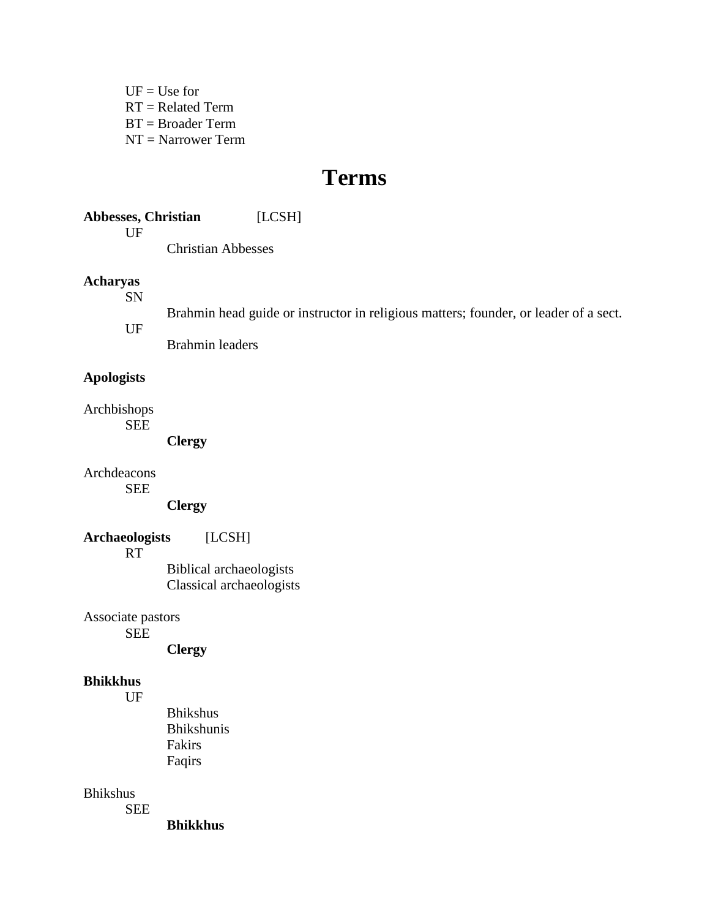UF = Use for  
RT = Related Term  
BT = Broader Term  
NT = Narrower Term

# Terms

**Abesses, Christian** [LCSH]

UF
: Christian Abbesses

**Acharyas**

SN
: Brahmin head guide or instructor in religious matters; founder, or leader of a sect.

UF
: Brahmin leaders

**Apologists**

Archbishops

SEE
: **Clergy**

Archdeacons

SEE
: **Clergy**

**Archaeologists** [LCSH]

RT
: Biblical archaeologists
: Classical archaeologists

Associate pastors

SEE
: **Clergy**

**Bhikkhus**

UF
: Bhikshus
: Bhikshunis
: Fakirs
: Faqirs

Bhikshus

SEE
: **Bhikkhus**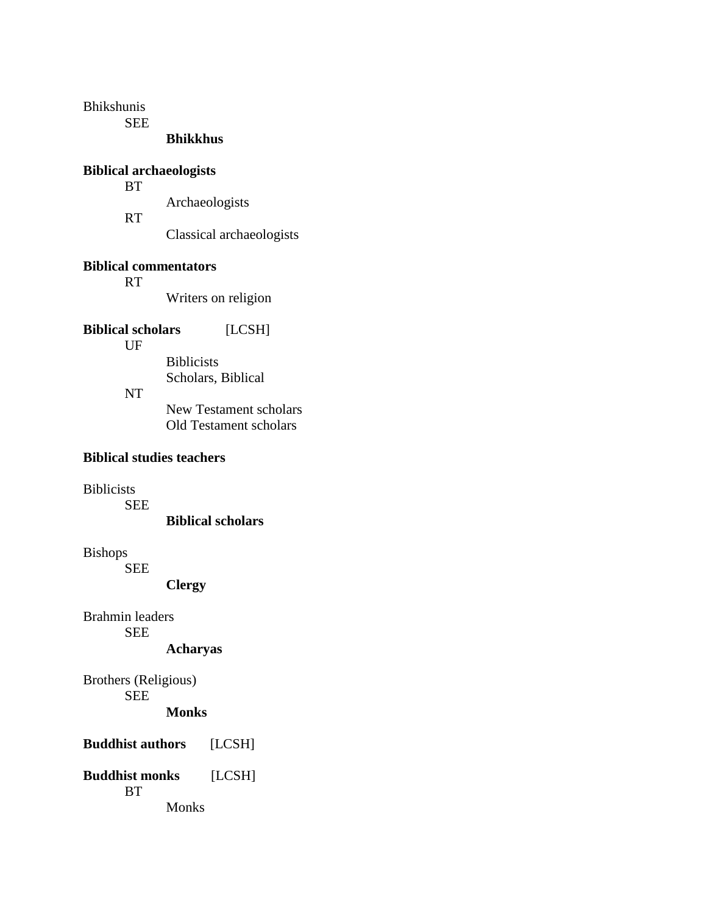Bhikshunis

SEE

**Bhikkhus**

**Biblical archaeologists**

BT

Archaeologists

RT

Classical archaeologists

**Biblical commentators**

RT

Writers on religion

**Biblical scholars** [LCSH]

UF

Biblicists

Scholars, Biblical

NT

New Testament scholars

Old Testament scholars

**Biblical studies teachers**

Biblicists

SEE

**Biblical scholars**

Bishops

SEE

**Clergy**

Brahmin leaders

SEE

**Acharyas**

Brothers (Religious)

SEE

**Monks**

**Buddhist authors** [LCSH]

**Buddhist monks** [LCSH]

BT

Monks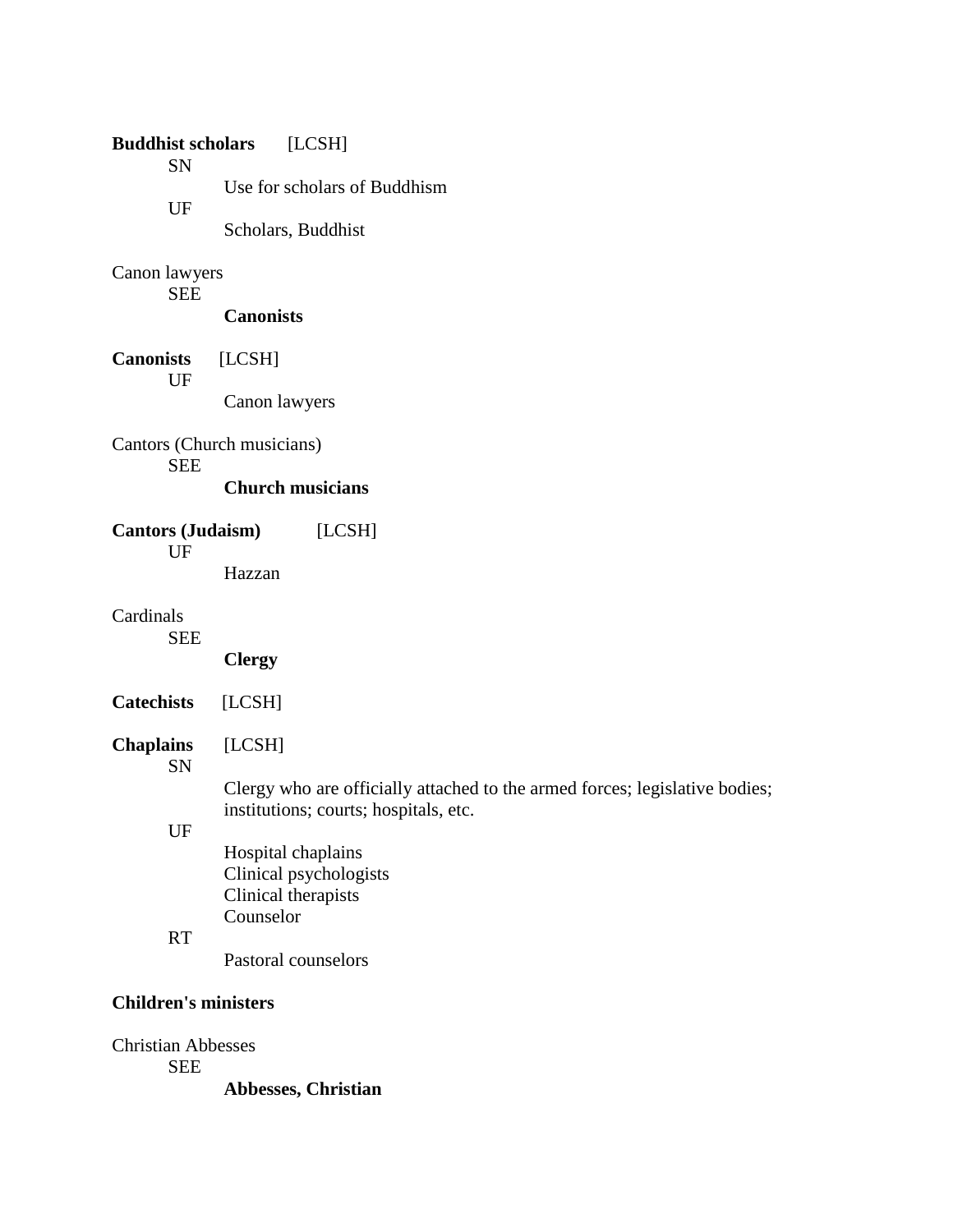**Buddhist scholars** [LCSH]

SN

Use for scholars of Buddhism

UF

Scholars, Buddhist

Canon lawyers

SEE

**Canonists**

**Canonists** [LCSH]

UF

Canon lawyers

Cantors (Church musicians)

SEE

**Church musicians**

**Cantors (Judaism)** [LCSH]

UF

Hazzan

Cardinals

SEE

**Clergy**

**Catechists** [LCSH]

**Chaplains** [LCSH]

SN

Clergy who are officially attached to the armed forces; legislative bodies; institutions; courts; hospitals, etc.

UF

Hospital chaplains
Clinical psychologists
Clinical therapists
Counselor

RT

Pastoral counselors

**Children's ministers**

Christian Abbesses

SEE

**Abbesses, Christian**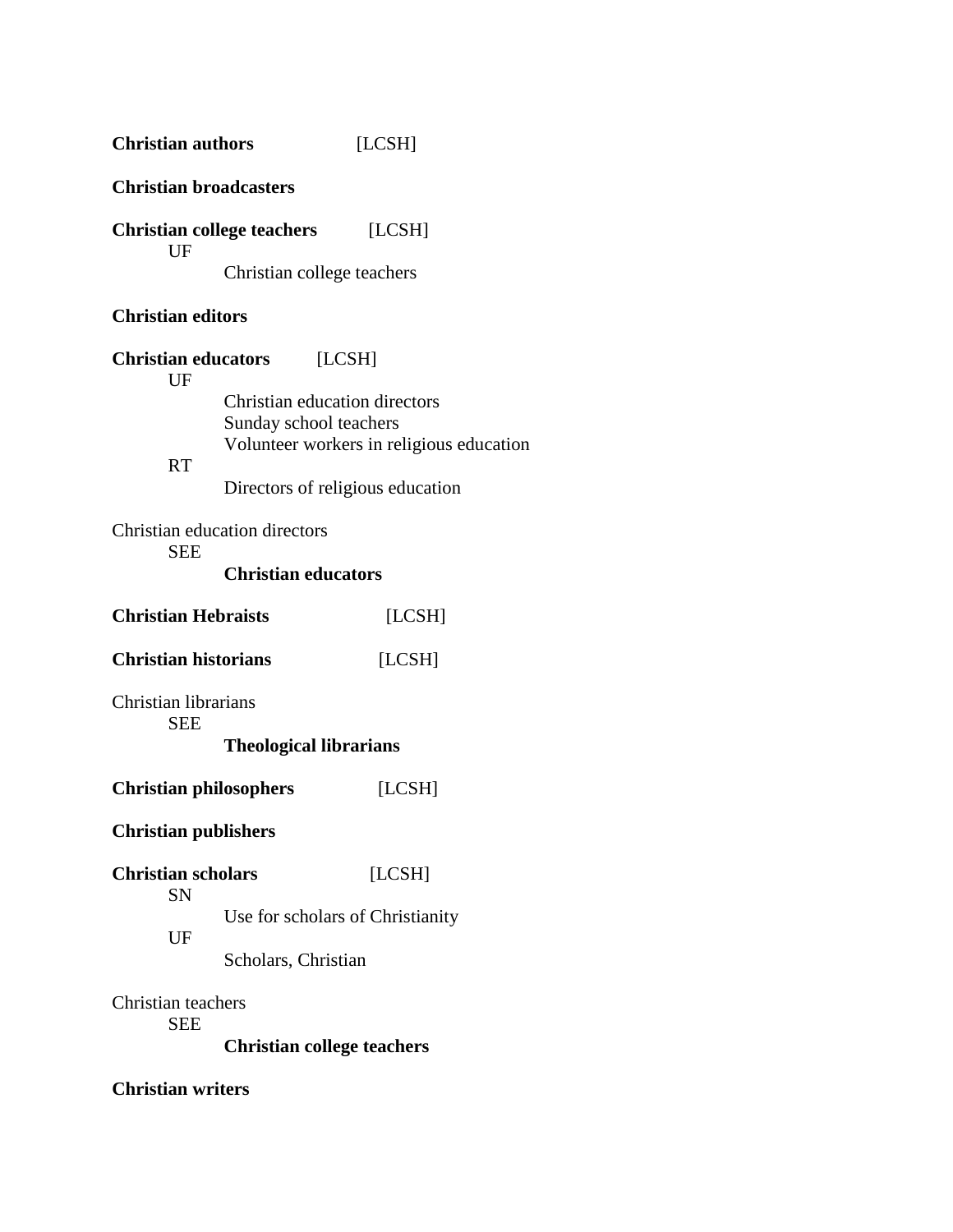**Christian authors** [LCSH]

**Christian broadcasters**

**Christian college teachers** [LCSH]
  UF
    Christian college teachers

**Christian editors**

**Christian educators** [LCSH]
  UF
    Christian education directors
    Sunday school teachers
    Volunteer workers in religious education
  RT
    Directors of religious education

Christian education directors
  SEE
    **Christian educators**

**Christian Hebraists** [LCSH]

**Christian historians** [LCSH]

Christian librarians
  SEE
    **Theological librarians**

**Christian philosophers** [LCSH]

**Christian publishers**

**Christian scholars** [LCSH]
  SN
    Use for scholars of Christianity
  UF
    Scholars, Christian

Christian teachers
  SEE
    **Christian college teachers**

**Christian writers**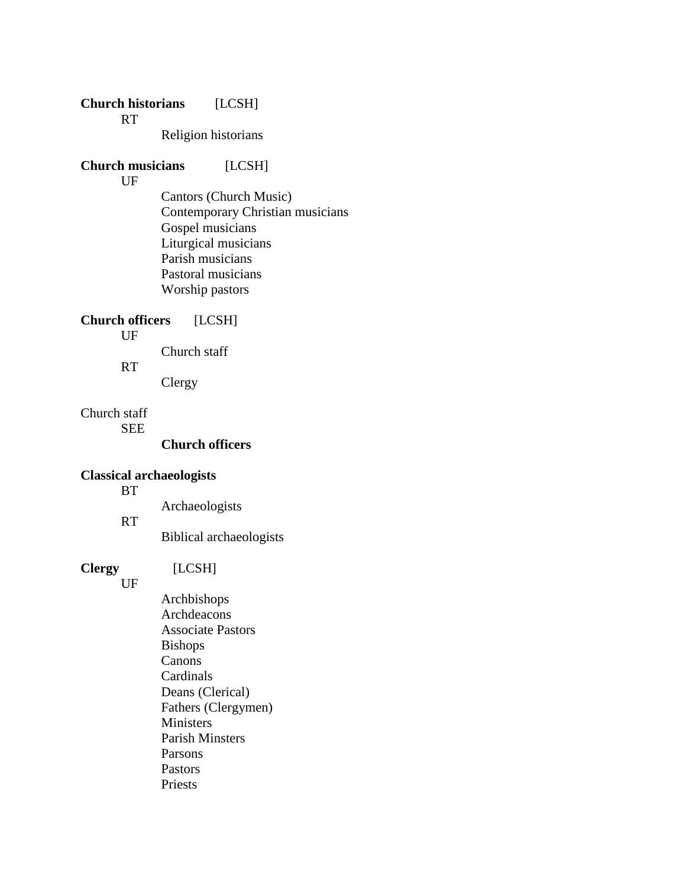**Church historians** [LCSH]

RT

Religion historians

**Church musicians** [LCSH]

UF

Cantors (Church Music)
Contemporary Christian musicians
Gospel musicians
Liturgical musicians
Parish musicians
Pastoral musicians
Worship pastors

**Church officers** [LCSH]

UF

Church staff

RT

Clergy

Church staff

SEE

**Church officers**

**Classical archaeologists**

BT

Archaeologists

RT

Biblical archaeologists

**Clergy** [LCSH]

UF

Archbishops
Archdeacons
Associate Pastors
Bishops
Canons
Cardinals
Deans (Clerical)
Fathers (Clergymen)
Ministers
Parish Minsters
Parsons
Pastors
Priests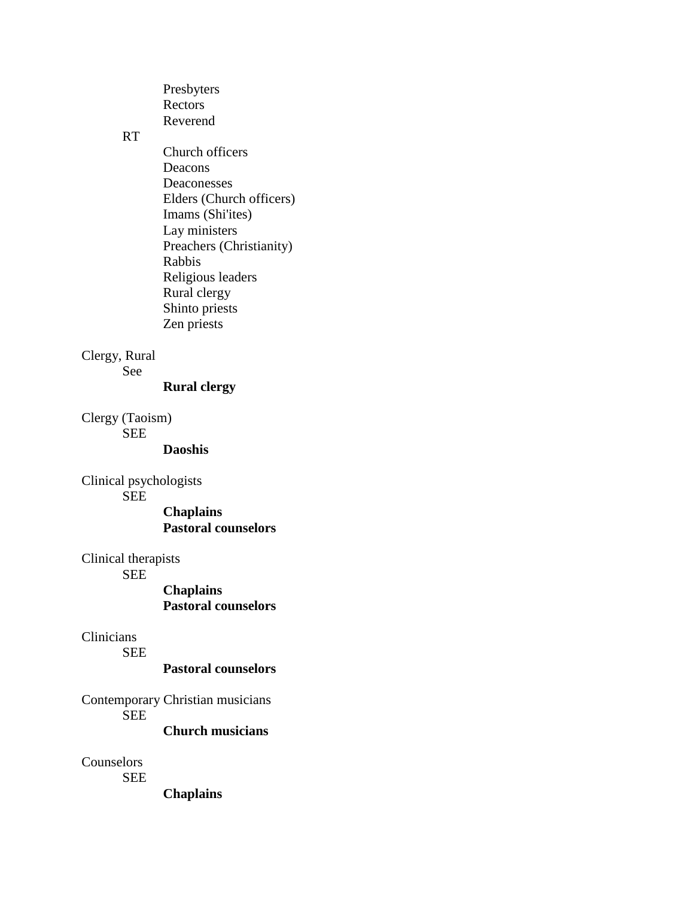Presbyters
Rectors
Reverend

RT

Church officers
Deacons
Deaconesses
Elders (Church officers)
Imams (Shi'ites)
Lay ministers
Preachers (Christianity)
Rabbis
Religious leaders
Rural clergy
Shinto priests
Zen priests

Clergy, Rural

See

**Rural clergy**

Clergy (Taoism)

SEE

**Daoshis**

Clinical psychologists

SEE

**Chaplains**
**Pastoral counselors**

Clinical therapists

SEE

**Chaplains**
**Pastoral counselors**

Clinicians

SEE

**Pastoral counselors**

Contemporary Christian musicians

SEE

**Church musicians**

Counselors

SEE

**Chaplains**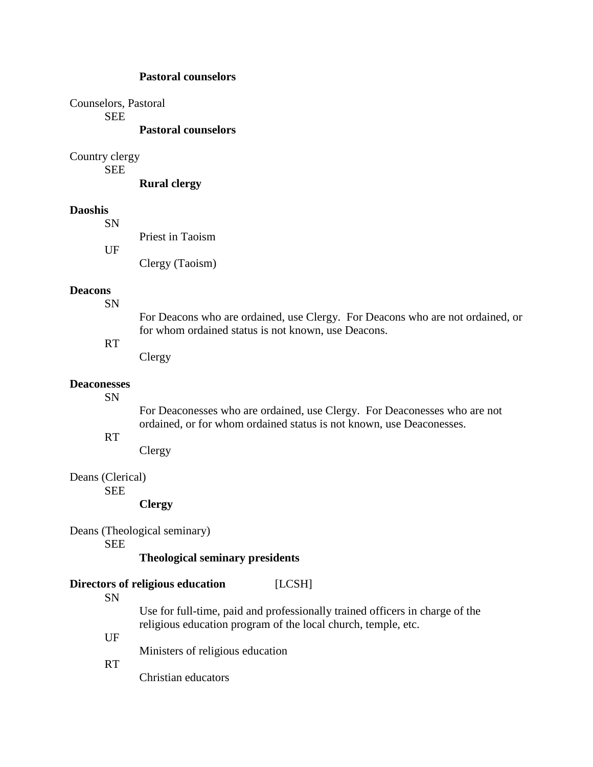**Pastoral counselors**

Counselors, Pastoral
    SEE
        **Pastoral counselors**

Country clergy
    SEE
        **Rural clergy**

**Daoshis**
    SN
        Priest in Taoism
    UF
        Clergy (Taoism)

**Deacons**
    SN
        For Deacons who are ordained, use Clergy.  For Deacons who are not ordained, or for whom ordained status is not known, use Deacons.
    RT
        Clergy

**Deaconesses**
    SN
        For Deaconesses who are ordained, use Clergy.  For Deaconesses who are not ordained, or for whom ordained status is not known, use Deaconesses.
    RT
        Clergy

Deans (Clerical)
    SEE
        **Clergy**

Deans (Theological seminary)
    SEE
        **Theological seminary presidents**

**Directors of religious education**    [LCSH]
    SN
        Use for full-time, paid and professionally trained officers in charge of the religious education program of the local church, temple, etc.
    UF
        Ministers of religious education
    RT
        Christian educators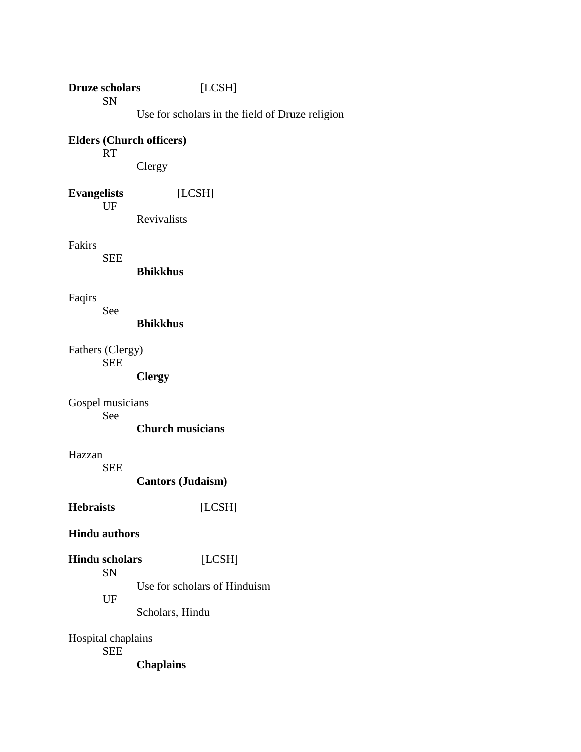**Druze scholars** [LCSH]

SN

Use for scholars in the field of Druze religion

**Elders (Church officers)**

RT

Clergy

**Evangelists** [LCSH]

UF

Revivalists

Fakirs

SEE

**Bhikkhus**

Faqirs

See

**Bhikkhus**

Fathers (Clergy)

SEE

**Clergy**

Gospel musicians

See

**Church musicians**

Hazzan

SEE

**Cantors (Judaism)**

**Hebraists** [LCSH]

**Hindu authors**

**Hindu scholars** [LCSH]

SN

Use for scholars of Hinduism

UF

Scholars, Hindu

Hospital chaplains

SEE

**Chaplains**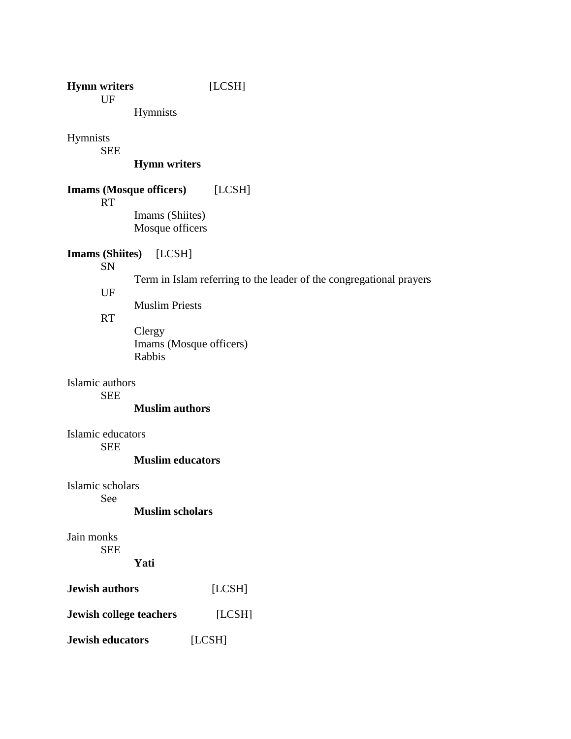**Hymn writers** [LCSH]
 UF
  Hymnists

Hymnists
 SEE
  **Hymn writers**

**Imams (Mosque officers)** [LCSH]
 RT
  Imams (Shiites)
  Mosque officers

**Imams (Shiites)** [LCSH]
 SN
  Term in Islam referring to the leader of the congregational prayers
 UF
  Muslim Priests
 RT
  Clergy
  Imams (Mosque officers)
  Rabbis

Islamic authors
 SEE
  **Muslim authors**

Islamic educators
 SEE
  **Muslim educators**

Islamic scholars
 See
  **Muslim scholars**

Jain monks
 SEE
  **Yati**

**Jewish authors** [LCSH]

**Jewish college teachers** [LCSH]

**Jewish educators** [LCSH]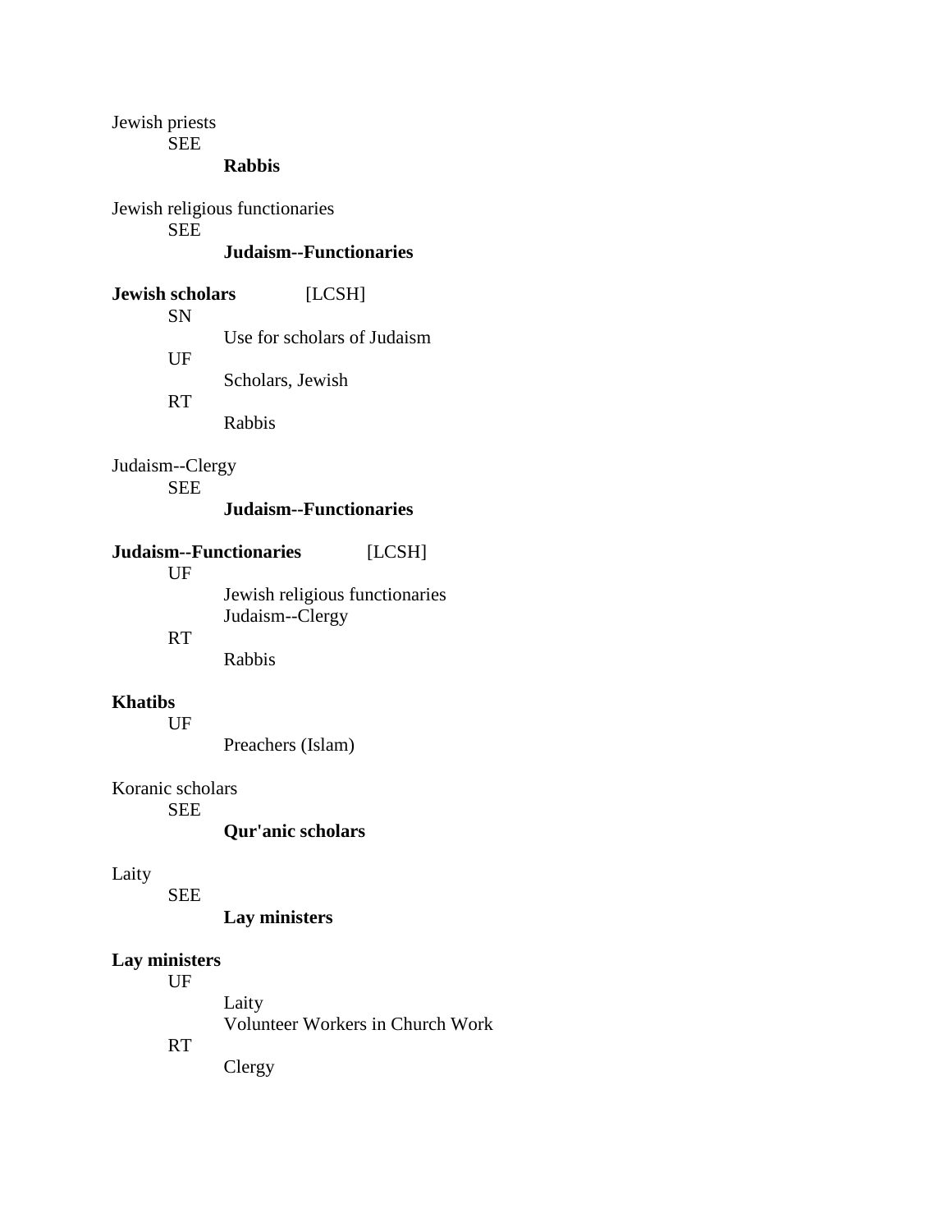Jewish priests

SEE

**Rabbis**

Jewish religious functionaries

SEE

**Judaism--Functionaries**

**Jewish scholars** [LCSH]

SN

Use for scholars of Judaism

UF

Scholars, Jewish

RT

Rabbis

Judaism--Clergy

SEE

**Judaism--Functionaries**

**Judaism--Functionaries** [LCSH]

UF

Jewish religious functionaries
Judaism--Clergy

RT

Rabbis

**Khatibs**

UF

Preachers (Islam)

Koranic scholars

SEE

**Qur'anic scholars**

Laity

SEE

**Lay ministers**

**Lay ministers**

UF

Laity
Volunteer Workers in Church Work

RT

Clergy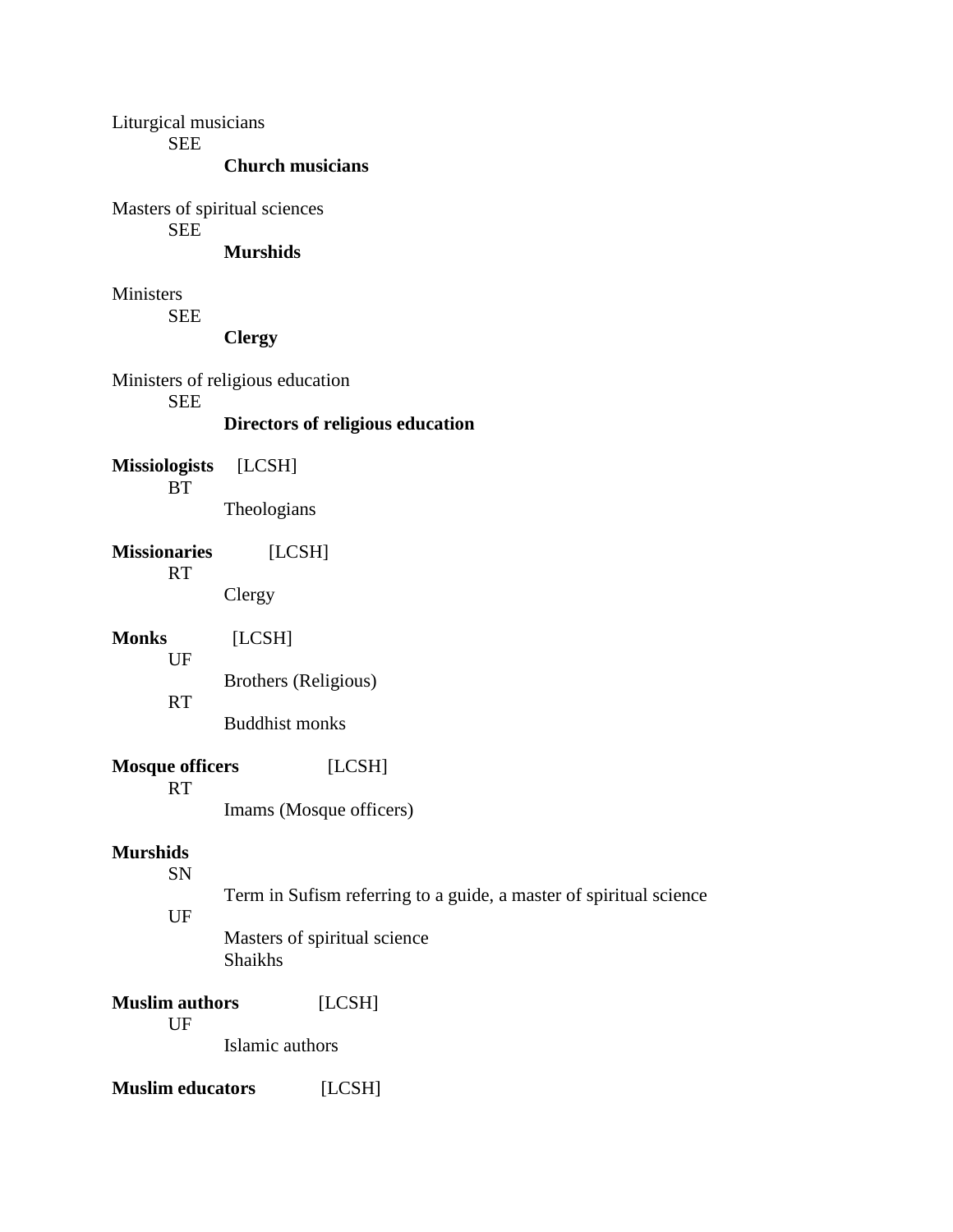Liturgical musicians
  SEE
    **Church musicians**

Masters of spiritual sciences
  SEE
    **Murshids**

Ministers
  SEE
    **Clergy**

Ministers of religious education
  SEE
    **Directors of religious education**

**Missiologists** [LCSH]
  BT
    Theologians

**Missionaries** [LCSH]
  RT
    Clergy

**Monks** [LCSH]
  UF
    Brothers (Religious)
  RT
    Buddhist monks

**Mosque officers** [LCSH]
  RT
    Imams (Mosque officers)

**Murshids**
  SN
    Term in Sufism referring to a guide, a master of spiritual science
  UF
    Masters of spiritual science
    Shaikhs

**Muslim authors** [LCSH]
  UF
    Islamic authors

**Muslim educators** [LCSH]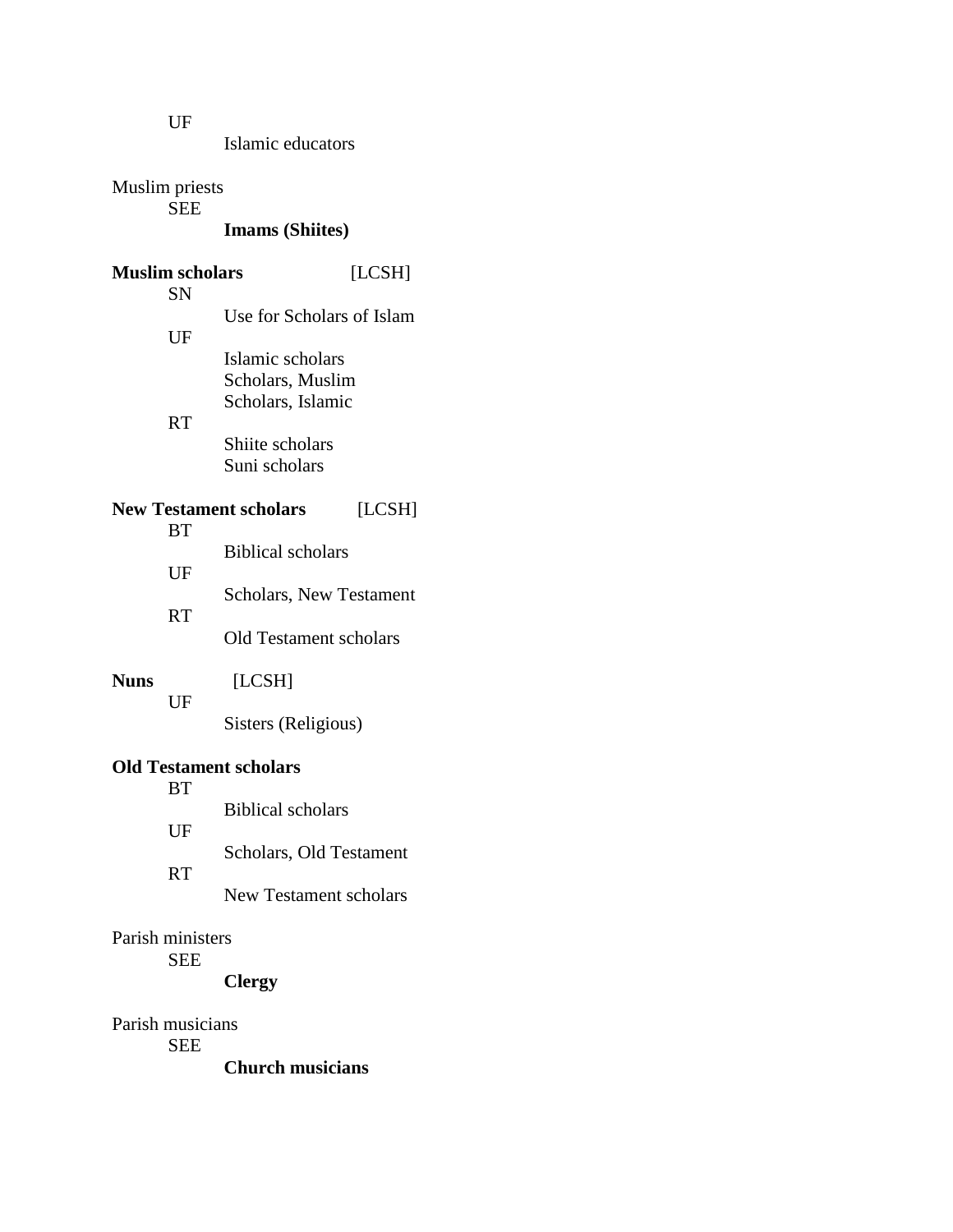UF

Islamic educators

Muslim priests

SEE

**Imams (Shiites)**

**Muslim scholars** [LCSH]

SN

Use for Scholars of Islam

UF

Islamic scholars
Scholars, Muslim
Scholars, Islamic

RT

Shiite scholars
Suni scholars

**New Testament scholars** [LCSH]

BT

Biblical scholars

UF

Scholars, New Testament

RT

Old Testament scholars

**Nuns** [LCSH]

UF

Sisters (Religious)

**Old Testament scholars**

BT

Biblical scholars

UF

Scholars, Old Testament

RT

New Testament scholars

Parish ministers

SEE

**Clergy**

Parish musicians

SEE

**Church musicians**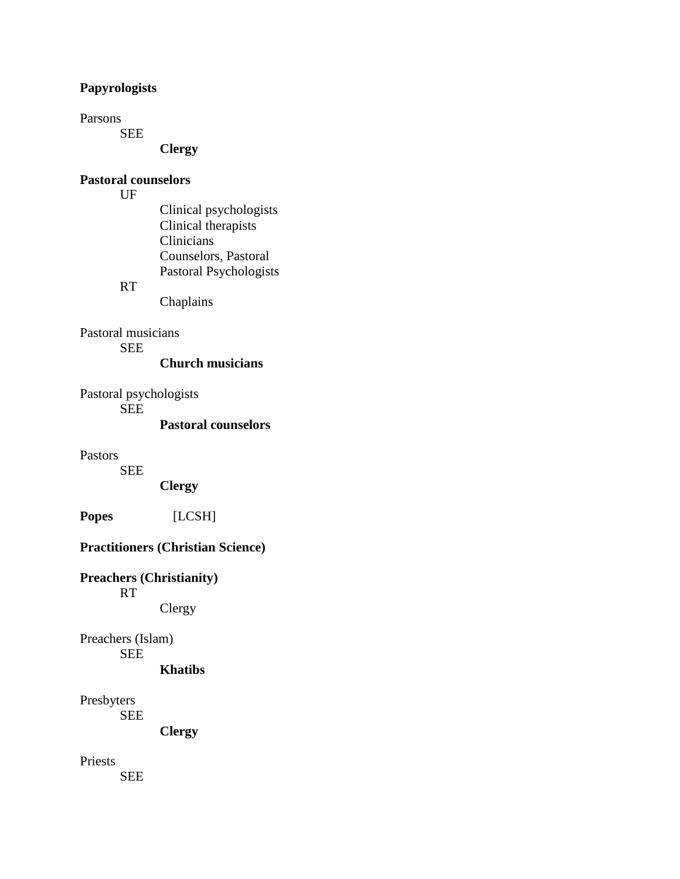**Papyrologists**

Parsons
    SEE
        **Clergy**

**Pastoral counselors**
    UF
        Clinical psychologists
        Clinical therapists
        Clinicians
        Counselors, Pastoral
        Pastoral Psychologists
    RT
        Chaplains

Pastoral musicians
    SEE
        **Church musicians**

Pastoral psychologists
    SEE
        **Pastoral counselors**

Pastors
    SEE
        **Clergy**

**Popes** [LCSH]

**Practitioners (Christian Science)**

**Preachers (Christianity)**
    RT
        Clergy

Preachers (Islam)
    SEE
        **Khatibs**

Presbyters
    SEE
        **Clergy**

Priests
    SEE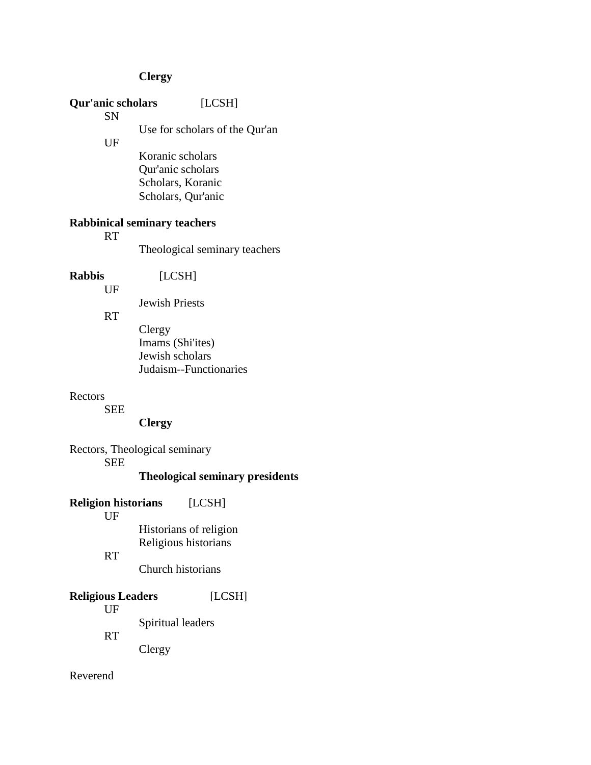**Clergy**

**Qur'anic scholars** [LCSH]

SN

Use for scholars of the Qur'an

UF

Koranic scholars
Qur'anic scholars
Scholars, Koranic
Scholars, Qur'anic

**Rabbinical seminary teachers**

RT

Theological seminary teachers

**Rabbis** [LCSH]

UF

Jewish Priests

RT

Clergy
Imams (Shi'ites)
Jewish scholars
Judaism--Functionaries

Rectors

SEE

**Clergy**

Rectors, Theological seminary

SEE

**Theological seminary presidents**

**Religion historians** [LCSH]

UF

Historians of religion
Religious historians

RT

Church historians

**Religious Leaders** [LCSH]

UF

Spiritual leaders

RT

Clergy

Reverend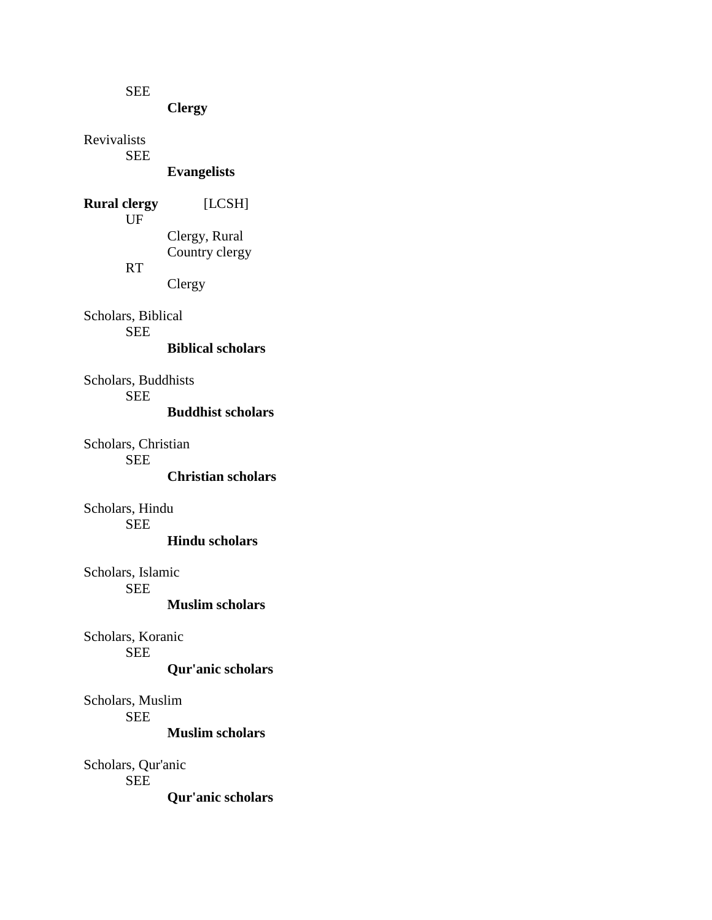SEE

**Clergy**

Revivalists

SEE

**Evangelists**

**Rural clergy** [LCSH]

UF

Clergy, Rural
Country clergy

RT

Clergy

Scholars, Biblical

SEE

**Biblical scholars**

Scholars, Buddhists

SEE

**Buddhist scholars**

Scholars, Christian

SEE

**Christian scholars**

Scholars, Hindu

SEE

**Hindu scholars**

Scholars, Islamic

SEE

**Muslim scholars**

Scholars, Koranic

SEE

**Qur'anic scholars**

Scholars, Muslim

SEE

**Muslim scholars**

Scholars, Qur'anic

SEE

**Qur'anic scholars**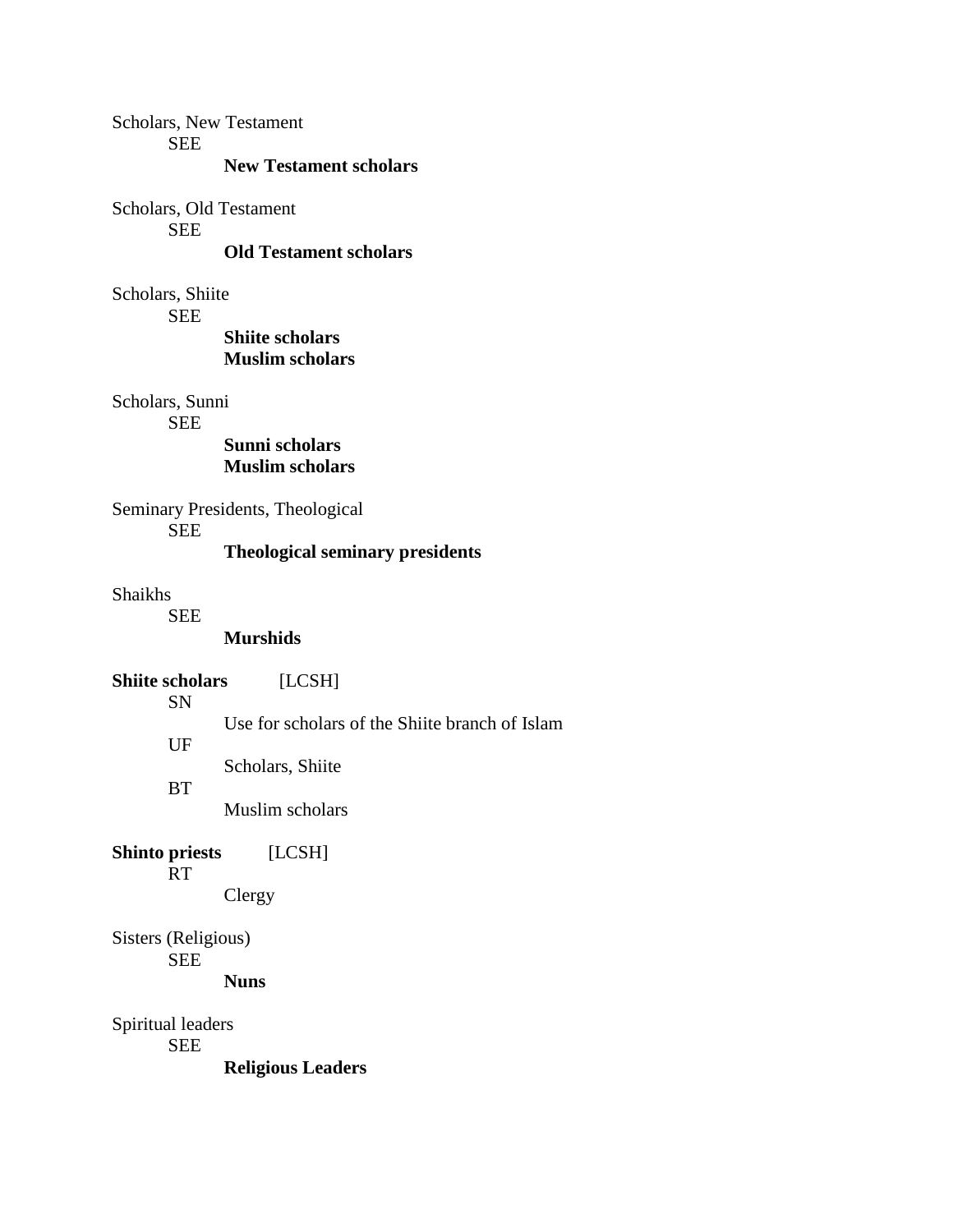Scholars, New Testament

SEE

**New Testament scholars**

Scholars, Old Testament

SEE

**Old Testament scholars**

Scholars, Shiite

SEE

**Shiite scholars**
**Muslim scholars**

Scholars, Sunni

SEE

**Sunni scholars**
**Muslim scholars**

Seminary Presidents, Theological

SEE

**Theological seminary presidents**

Shaikhs

SEE

**Murshids**

**Shiite scholars** [LCSH]

SN

Use for scholars of the Shiite branch of Islam

UF

Scholars, Shiite

BT

Muslim scholars

**Shinto priests** [LCSH]

RT

Clergy

Sisters (Religious)

SEE

**Nuns**

Spiritual leaders

SEE

**Religious Leaders**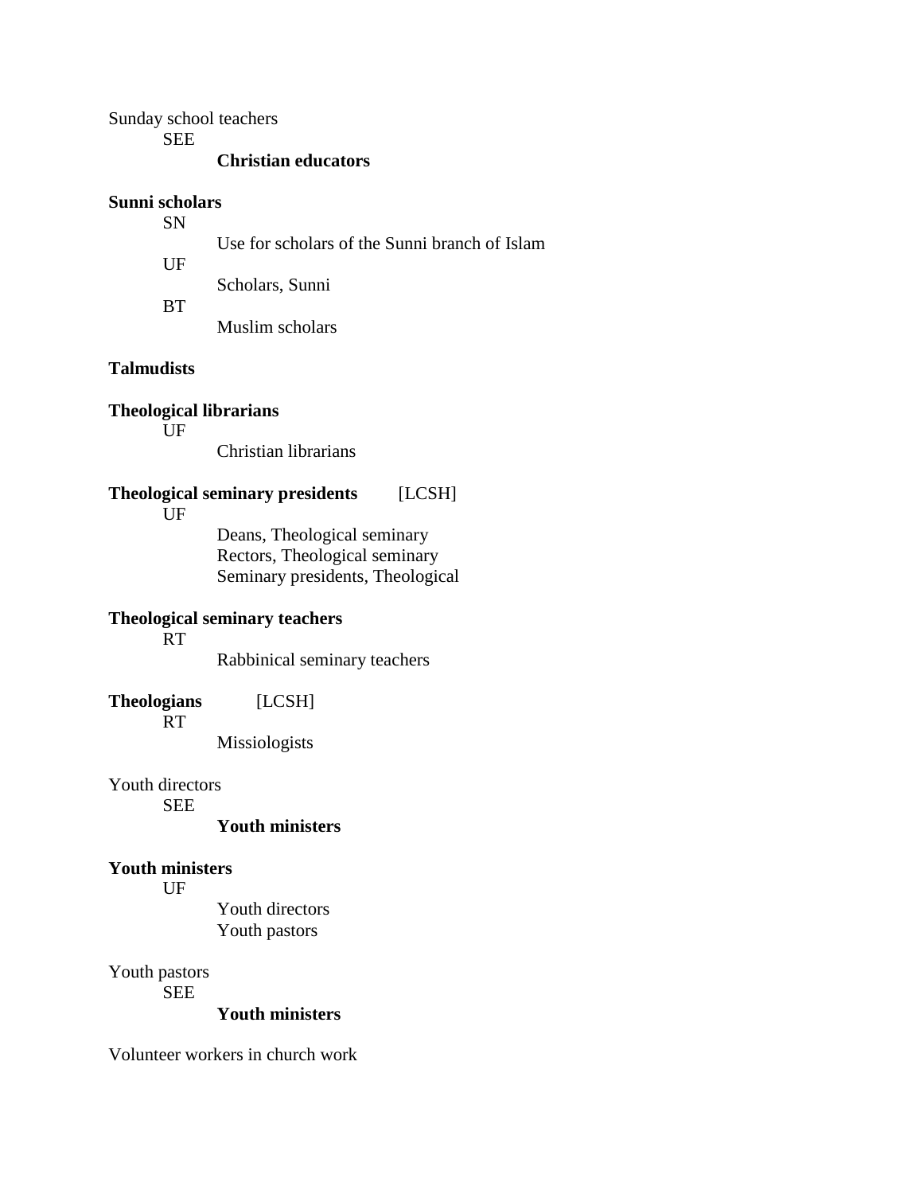Sunday school teachers
 SEE
  **Christian educators**

**Sunni scholars**
 SN
  Use for scholars of the Sunni branch of Islam
 UF
  Scholars, Sunni
 BT
  Muslim scholars

**Talmudists**

**Theological librarians**
 UF
  Christian librarians

**Theological seminary presidents** [LCSH]
 UF
  Deans, Theological seminary
  Rectors, Theological seminary
  Seminary presidents, Theological

**Theological seminary teachers**
 RT
  Rabbinical seminary teachers

**Theologians** [LCSH]
 RT
  Missiologists

Youth directors
 SEE
  **Youth ministers**

**Youth ministers**
 UF
  Youth directors
  Youth pastors

Youth pastors
 SEE
  **Youth ministers**

Volunteer workers in church work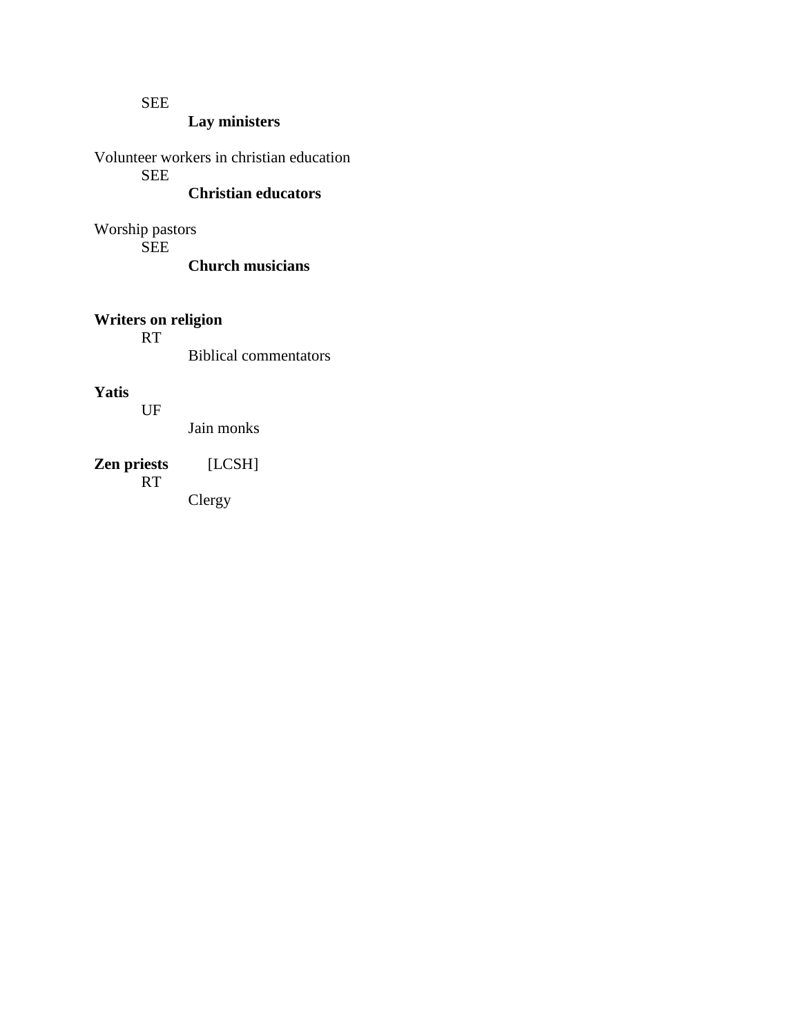SEE

**Lay ministers**

Volunteer workers in christian education

SEE

**Christian educators**

Worship pastors

SEE

**Church musicians**

**Writers on religion**

RT

Biblical commentators

**Yatis**

UF

Jain monks

**Zen priests** [LCSH]

RT

Clergy